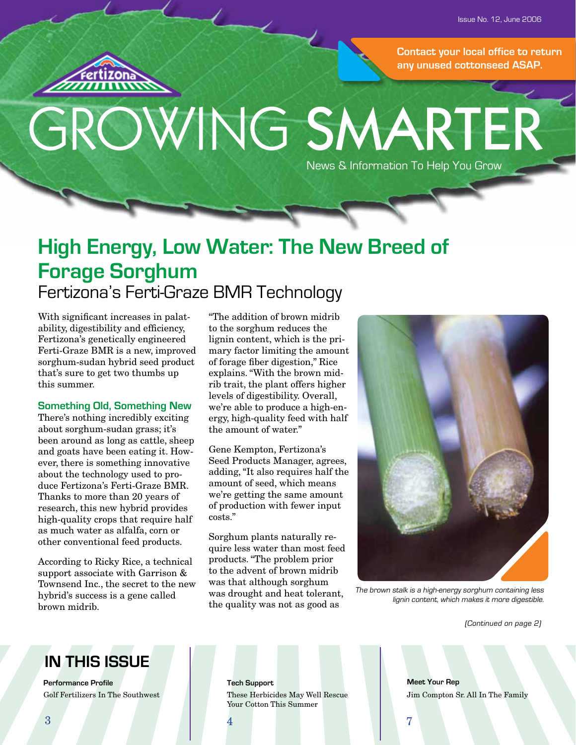Issue No. 12, June 2006

**Contact your local office to return any unused cottonseed ASAP.**

# GROWING SMARTER

News & Information To Help You Grow

## High Energy, Low Water: The New Breed of Forage Sorghum

### Fertizona's Ferti-Graze BMR Technology

With significant increases in palatability, digestibility and efficiency, Fertizona's genetically engineered Ferti-Graze BMR is a new, improved sorghum-sudan hybrid seed product that's sure to get two thumbs up this summer.

**Something Old, Something New**

There's nothing incredibly exciting about sorghum-sudan grass; it's been around as long as cattle, sheep and goats have been eating it. However, there is something innovative about the technology used to produce Fertizona's Ferti-Graze BMR. Thanks to more than 20 years of research, this new hybrid provides high-quality crops that require half as much water as alfalfa, corn or other conventional feed products.

According to Ricky Rice, a technical support associate with Garrison & Townsend Inc., the secret to the new hybrid's success is a gene called brown midrib.

"The addition of brown midrib to the sorghum reduces the lignin content, which is the primary factor limiting the amount of forage fiber digestion," Rice explains. "With the brown midrib trait, the plant offers higher levels of digestibility. Overall, we're able to produce a high-energy, high-quality feed with half the amount of water."

Gene Kempton, Fertizona's Seed Products Manager, agrees, adding, "It also requires half the amount of seed, which means we're getting the same amount of production with fewer input costs."

Sorghum plants naturally require less water than most feed products. "The problem prior to the advent of brown midrib was that although sorghum was drought and heat tolerant, the quality was not as good as

*The brown stalk is a high-energy sorghum containing less lignin content, which makes it more digestible.*

*(Continued on page 2)*

## IN THIS ISSUE

**Performance Profile**
Golf Fertilizers In The Southwest
3

**Tech Support**
These Herbicides May Well Rescue Your Cotton This Summer
4

**Meet Your Rep**
Jim Compton Sr. All In The Family
7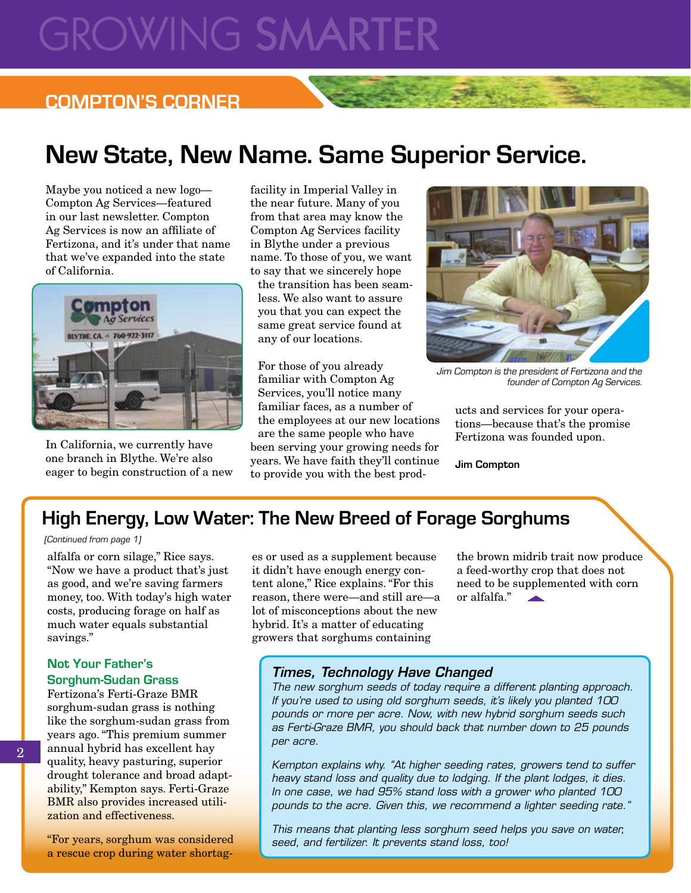# GROWING SMARTER

## COMPTON'S CORNER

## New State, New Name. Same Superior Service.

Maybe you noticed a new logo—Compton Ag Services—featured in our last newsletter. Compton Ag Services is now an affiliate of Fertizona, and it's under that name that we've expanded into the state of California.

In California, we currently have one branch in Blythe. We're also eager to begin construction of a new facility in Imperial Valley in the near future. Many of you from that area may know the Compton Ag Services facility in Blythe under a previous name. To those of you, we want to say that we sincerely hope the transition has been seamless. We also want to assure you that you can expect the same great service found at any of our locations.

For those of you already familiar with Compton Ag Services, you'll notice many familiar faces, as a number of the employees at our new locations are the same people who have been serving your growing needs for years. We have faith they'll continue to provide you with the best products and services for your operations—because that's the promise Fertizona was founded upon.

*Jim Compton is the president of Fertizona and the founder of Compton Ag Services.*

**Jim Compton**

## High Energy, Low Water: The New Breed of Forage Sorghums

*(Continued from page 1)*

alfalfa or corn silage," Rice says. "Now we have a product that's just as good, and we're saving farmers money, too. With today's high water costs, producing forage on half as much water equals substantial savings."

### Not Your Father's Sorghum-Sudan Grass

Fertizona's Ferti-Graze BMR sorghum-sudan grass is nothing like the sorghum-sudan grass from years ago. "This premium summer annual hybrid has excellent hay quality, heavy pasturing, superior drought tolerance and broad adaptability," Kempton says. Ferti-Graze BMR also provides increased utilization and effectiveness.

"For years, sorghum was considered a rescue crop during water shortages or used as a supplement because it didn't have enough energy content alone," Rice explains. "For this reason, there were—and still are—a lot of misconceptions about the new hybrid. It's a matter of educating growers that sorghums containing the brown midrib trait now produce a feed-worthy crop that does not need to be supplemented with corn or alfalfa."

### *Times, Technology Have Changed*

*The new sorghum seeds of today require a different planting approach. If you're used to using old sorghum seeds, it's likely you planted 100 pounds or more per acre. Now, with new hybrid sorghum seeds such as Ferti-Graze BMR, you should back that number down to 25 pounds per acre.*

*Kempton explains why. "At higher seeding rates, growers tend to suffer heavy stand loss and quality due to lodging. If the plant lodges, it dies. In one case, we had 95% stand loss with a grower who planted 100 pounds to the acre. Given this, we recommend a lighter seeding rate."*

*This means that planting less sorghum seed helps you save on water, seed, and fertilizer. It prevents stand loss, too!*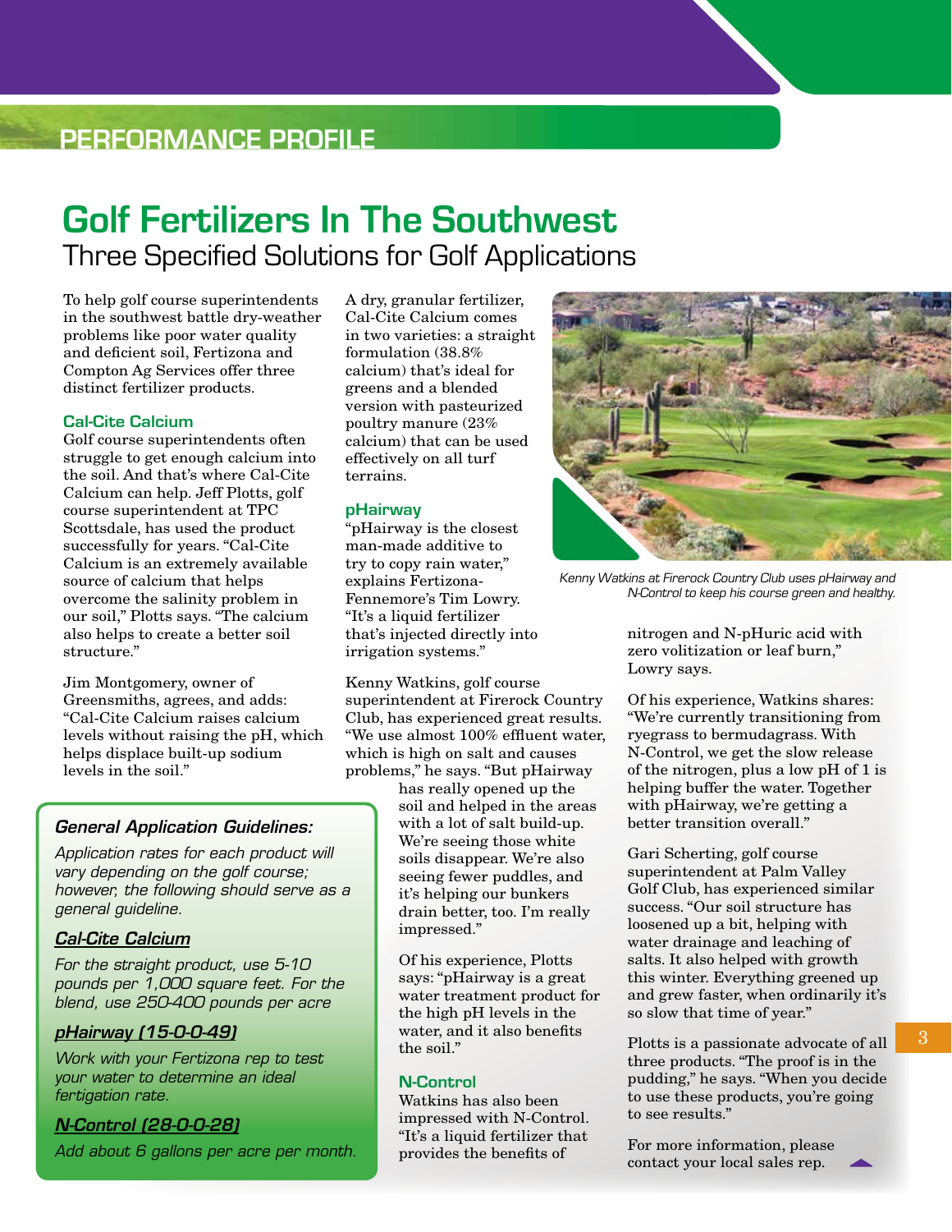## PERFORMANCE PROFILE

# Golf Fertilizers In The Southwest

## Three Specified Solutions for Golf Applications

To help golf course superintendents in the southwest battle dry-weather problems like poor water quality and deficient soil, Fertizona and Compton Ag Services offer three distinct fertilizer products.

### Cal-Cite Calcium

Golf course superintendents often struggle to get enough calcium into the soil. And that's where Cal-Cite Calcium can help. Jeff Plotts, golf course superintendent at TPC Scottsdale, has used the product successfully for years. "Cal-Cite Calcium is an extremely available source of calcium that helps overcome the salinity problem in our soil," Plotts says. "The calcium also helps to create a better soil structure."

Jim Montgomery, owner of Greensmiths, agrees, and adds: "Cal-Cite Calcium raises calcium levels without raising the pH, which helps displace built-up sodium levels in the soil."

A dry, granular fertilizer, Cal-Cite Calcium comes in two varieties: a straight formulation (38.8% calcium) that's ideal for greens and a blended version with pasteurized poultry manure (23% calcium) that can be used effectively on all turf terrains.

### pHairway

"pHairway is the closest man-made additive to try to copy rain water," explains Fertizona-Fennemore's Tim Lowry. "It's a liquid fertilizer that's injected directly into irrigation systems."

Kenny Watkins, golf course superintendent at Firerock Country Club, has experienced great results. "We use almost 100% effluent water, which is high on salt and causes problems," he says. "But pHairway has really opened up the soil and helped in the areas with a lot of salt build-up. We're seeing those white soils disappear. We're also seeing fewer puddles, and it's helping our bunkers drain better, too. I'm really impressed."

Of his experience, Plotts says: "pHairway is a great water treatment product for the high pH levels in the water, and it also benefits the soil."

### N-Control

Watkins has also been impressed with N-Control. "It's a liquid fertilizer that provides the benefits of nitrogen and N-pHuric acid with zero volitization or leaf burn," Lowry says.

Of his experience, Watkins shares: "We're currently transitioning from ryegrass to bermudagrass. With N-Control, we get the slow release of the nitrogen, plus a low pH of 1 is helping buffer the water. Together with pHairway, we're getting a better transition overall."

Gari Scherting, golf course superintendent at Palm Valley Golf Club, has experienced similar success. "Our soil structure has loosened up a bit, helping with water drainage and leaching of salts. It also helped with growth this winter. Everything greened up and grew faster, when ordinarily it's so slow that time of year."

Plotts is a passionate advocate of all three products. "The proof is in the pudding," he says. "When you decide to use these products, you're going to see results."

For more information, please contact your local sales rep.

*Kenny Watkins at Firerock Country Club uses pHairway and N-Control to keep his course green and healthy.*

---

### *General Application Guidelines:*

*Application rates for each product will vary depending on the golf course; however, the following should serve as a general guideline.*

***Cal-Cite Calcium***

*For the straight product, use 5-10 pounds per 1,000 square feet. For the blend, use 250-400 pounds per acre*

***pHairway (15-0-0-49)***

*Work with your Fertizona rep to test your water to determine an ideal fertigation rate.*

***N-Control (28-0-0-28)***

*Add about 6 gallons per acre per month.*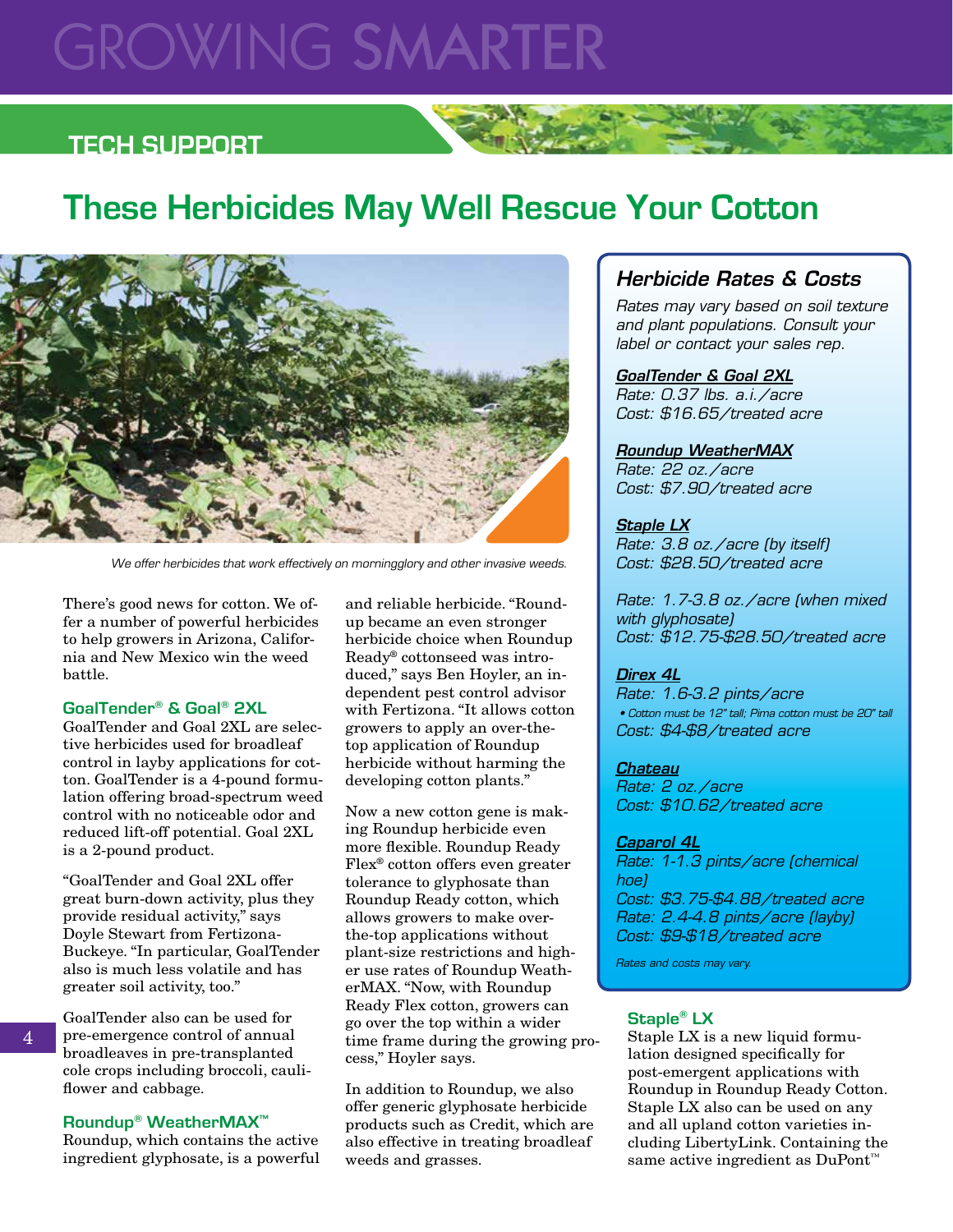# GROWING SMARTER

## TECH SUPPORT

# These Herbicides May Well Rescue Your Cotton

*We offer herbicides that work effectively on morningglory and other invasive weeds.*

There's good news for cotton. We offer a number of powerful herbicides to help growers in Arizona, California and New Mexico win the weed battle.

### GoalTender® & Goal® 2XL

GoalTender and Goal 2XL are selective herbicides used for broadleaf control in layby applications for cotton. GoalTender is a 4-pound formulation offering broad-spectrum weed control with no noticeable odor and reduced lift-off potential. Goal 2XL is a 2-pound product.

"GoalTender and Goal 2XL offer great burn-down activity, plus they provide residual activity," says Doyle Stewart from Fertizona-Buckeye. "In particular, GoalTender also is much less volatile and has greater soil activity, too."

GoalTender also can be used for pre-emergence control of annual broadleaves in pre-transplanted cole crops including broccoli, cauliflower and cabbage.

### Roundup® WeatherMAX™

Roundup, which contains the active ingredient glyphosate, is a powerful and reliable herbicide. "Roundup became an even stronger herbicide choice when Roundup Ready® cottonseed was introduced," says Ben Hoyler, an independent pest control advisor with Fertizona. "It allows cotton growers to apply an over-the-top application of Roundup herbicide without harming the developing cotton plants."

Now a new cotton gene is making Roundup herbicide even more flexible. Roundup Ready Flex® cotton offers even greater tolerance to glyphosate than Roundup Ready cotton, which allows growers to make over-the-top applications without plant-size restrictions and higher use rates of Roundup WeatherMAX. "Now, with Roundup Ready Flex cotton, growers can go over the top within a wider time frame during the growing process," Hoyler says.

In addition to Roundup, we also offer generic glyphosate herbicide products such as Credit, which are also effective in treating broadleaf weeds and grasses.

### *Herbicide Rates & Costs*

*Rates may vary based on soil texture and plant populations. Consult your label or contact your sales rep.*

***GoalTender & Goal 2XL***
*Rate: 0.37 lbs. a.i./acre*
*Cost: $16.65/treated acre*

***Roundup WeatherMAX***
*Rate: 22 oz./acre*
*Cost: $7.90/treated acre*

***Staple LX***
*Rate: 3.8 oz./acre (by itself)*
*Cost: $28.50/treated acre*

*Rate: 1.7-3.8 oz./acre (when mixed with glyphosate)*
*Cost: $12.75-$28.50/treated acre*

***Direx 4L***
*Rate: 1.6-3.2 pints/acre*
*• Cotton must be 12" tall; Pima cotton must be 20" tall*
*Cost: $4-$8/treated acre*

***Chateau***
*Rate: 2 oz./acre*
*Cost: $10.62/treated acre*

***Caparol 4L***
*Rate: 1-1.3 pints/acre (chemical hoe)*
*Cost: $3.75-$4.88/treated acre*
*Rate: 2.4-4.8 pints/acre (layby)*
*Cost: $9-$18/treated acre*

*Rates and costs may vary.*

### Staple® LX

Staple LX is a new liquid formulation designed specifically for post-emergent applications with Roundup in Roundup Ready Cotton. Staple LX also can be used on any and all upland cotton varieties including LibertyLink. Containing the same active ingredient as DuPont™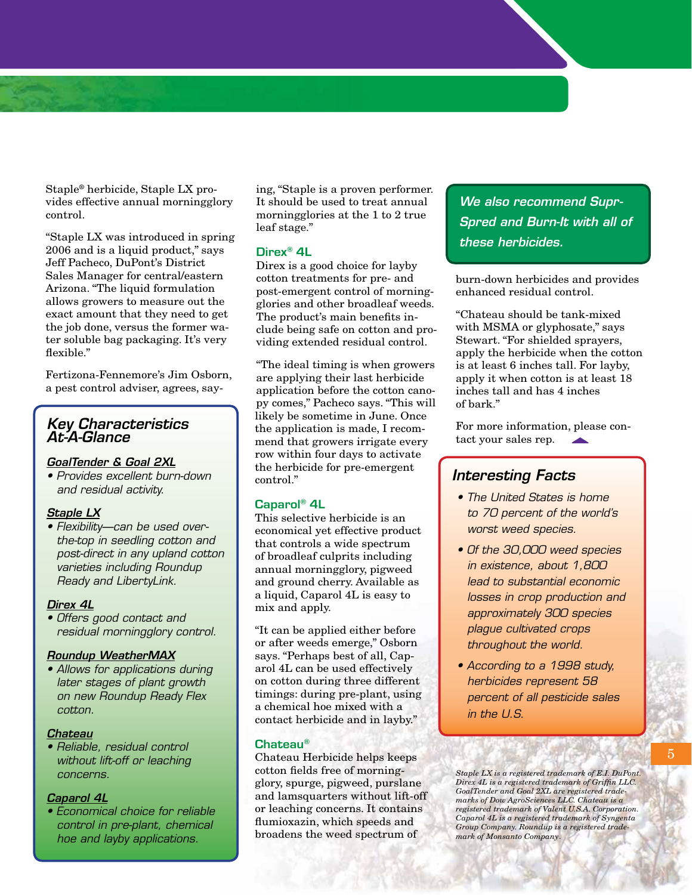Staple® herbicide, Staple LX provides effective annual morningglory control.

"Staple LX was introduced in spring 2006 and is a liquid product," says Jeff Pacheco, DuPont's District Sales Manager for central/eastern Arizona. "The liquid formulation allows growers to measure out the exact amount that they need to get the job done, versus the former water soluble bag packaging. It's very flexible."

Fertizona-Fennemore's Jim Osborn, a pest control adviser, agrees, saying, "Staple is a proven performer. It should be used to treat annual morningglories at the 1 to 2 true leaf stage."

## Direx® 4L

Direx is a good choice for layby cotton treatments for pre- and post-emergent control of morningglories and other broadleaf weeds. The product's main benefits include being safe on cotton and providing extended residual control.

"The ideal timing is when growers are applying their last herbicide application before the cotton canopy comes," Pacheco says. "This will likely be sometime in June. Once the application is made, I recommend that growers irrigate every row within four days to activate the herbicide for pre-emergent control."

## Caparol® 4L

This selective herbicide is an economical yet effective product that controls a wide spectrum of broadleaf culprits including annual morningglory, pigweed and ground cherry. Available as a liquid, Caparol 4L is easy to mix and apply.

"It can be applied either before or after weeds emerge," Osborn says. "Perhaps best of all, Caparol 4L can be used effectively on cotton during three different timings: during pre-plant, using a chemical hoe mixed with a contact herbicide and in layby."

## Chateau®

Chateau Herbicide helps keeps cotton fields free of morningglory, spurge, pigweed, purslane and lamsquarters without lift-off or leaching concerns. It contains flumioxazin, which speeds and broadens the weed spectrum of burn-down herbicides and provides enhanced residual control.

"Chateau should be tank-mixed with MSMA or glyphosate," says Stewart. "For shielded sprayers, apply the herbicide when the cotton is at least 6 inches tall. For layby, apply it when cotton is at least 18 inches tall and has 4 inches of bark."

For more information, please contact your sales rep.

*We also recommend Supr-Spred and Burn-It with all of these herbicides.*

## Key Characteristics At-A-Glance

**GoalTender & Goal 2XL**
- Provides excellent burn-down and residual activity.

**Staple LX**
- Flexibility—can be used over-the-top in seedling cotton and post-direct in any upland cotton varieties including Roundup Ready and LibertyLink.

**Direx 4L**
- Offers good contact and residual morningglory control.

**Roundup WeatherMAX**
- Allows for applications during later stages of plant growth on new Roundup Ready Flex cotton.

**Chateau**
- Reliable, residual control without lift-off or leaching concerns.

**Caparol 4L**
- Economical choice for reliable control in pre-plant, chemical hoe and layby applications.

## Interesting Facts

- The United States is home to 70 percent of the world's worst weed species.
- Of the 30,000 weed species in existence, about 1,800 lead to substantial economic losses in crop production and approximately 300 species plague cultivated crops throughout the world.
- According to a 1998 study, herbicides represent 58 percent of all pesticide sales in the U.S.

*Staple LX is a registered trademark of E.I. DuPont. Direx 4L is a registered trademark of Griffin LLC. GoalTender and Goal 2XL are registered trademarks of Dow AgroSciences LLC. Chateau is a registered trademark of Valent U.S.A. Corporation. Caparol 4L is a registered trademark of Syngenta Group Company. Roundup is a registered trademark of Monsanto Company.*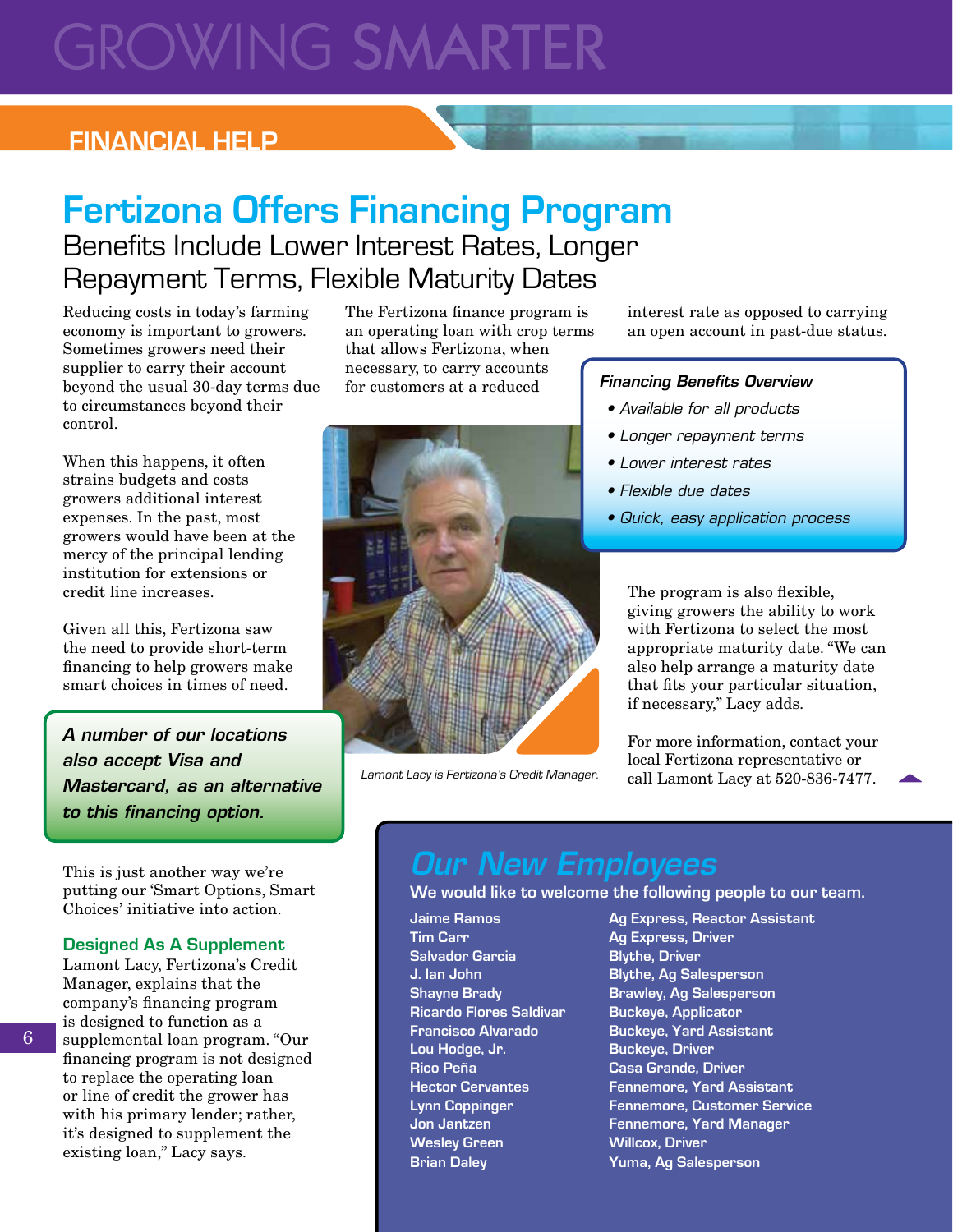# GROWING SMARTER

## FINANCIAL HELP

# Fertizona Offers Financing Program

### Benefits Include Lower Interest Rates, Longer Repayment Terms, Flexible Maturity Dates

Reducing costs in today's farming economy is important to growers. Sometimes growers need their supplier to carry their account beyond the usual 30-day terms due to circumstances beyond their control.

When this happens, it often strains budgets and costs growers additional interest expenses. In the past, most growers would have been at the mercy of the principal lending institution for extensions or credit line increases.

Given all this, Fertizona saw the need to provide short-term financing to help growers make smart choices in times of need.

***A number of our locations also accept Visa and Mastercard, as an alternative to this financing option.***

This is just another way we're putting our 'Smart Options, Smart Choices' initiative into action.

### Designed As A Supplement

Lamont Lacy, Fertizona's Credit Manager, explains that the company's financing program is designed to function as a supplemental loan program. "Our financing program is not designed to replace the operating loan or line of credit the grower has with his primary lender; rather, it's designed to supplement the existing loan," Lacy says.

The Fertizona finance program is an operating loan with crop terms that allows Fertizona, when necessary, to carry accounts for customers at a reduced interest rate as opposed to carrying an open account in past-due status.

Lamont Lacy is Fertizona's Credit Manager.

***Financing Benefits Overview***

- *Available for all products*
- *Longer repayment terms*
- *Lower interest rates*
- *Flexible due dates*
- *Quick, easy application process*

The program is also flexible, giving growers the ability to work with Fertizona to select the most appropriate maturity date. "We can also help arrange a maturity date that fits your particular situation, if necessary," Lacy adds.

For more information, contact your local Fertizona representative or call Lamont Lacy at 520-836-7477.

## Our New Employees

**We would like to welcome the following people to our team.**

| | |
|---|---|
| Jaime Ramos | Ag Express, Reactor Assistant |
| Tim Carr | Ag Express, Driver |
| Salvador Garcia | Blythe, Driver |
| J. Ian John | Blythe, Ag Salesperson |
| Shayne Brady | Brawley, Ag Salesperson |
| Ricardo Flores Saldivar | Buckeye, Applicator |
| Francisco Alvarado | Buckeye, Yard Assistant |
| Lou Hodge, Jr. | Buckeye, Driver |
| Rico Peña | Casa Grande, Driver |
| Hector Cervantes | Fennemore, Yard Assistant |
| Lynn Coppinger | Fennemore, Customer Service |
| Jon Jantzen | Fennemore, Yard Manager |
| Wesley Green | Willcox, Driver |
| Brian Daley | Yuma, Ag Salesperson |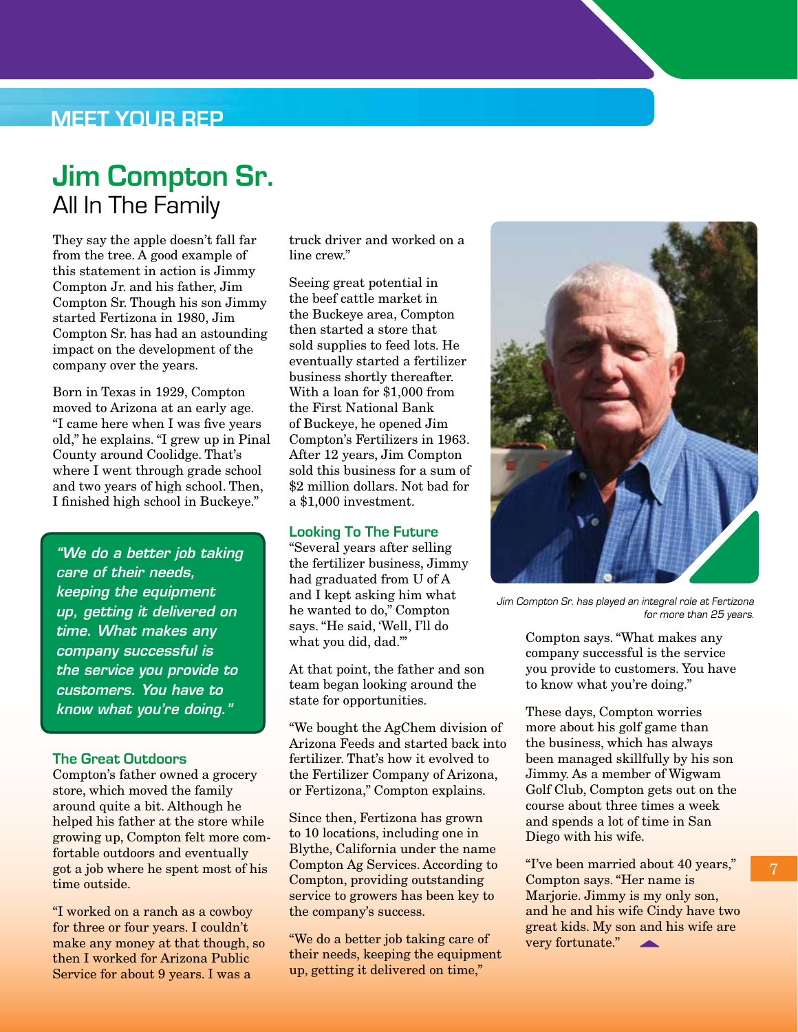MEET YOUR REP

# Jim Compton Sr.

## All In The Family

They say the apple doesn't fall far from the tree. A good example of this statement in action is Jimmy Compton Jr. and his father, Jim Compton Sr. Though his son Jimmy started Fertizona in 1980, Jim Compton Sr. has had an astounding impact on the development of the company over the years.

Born in Texas in 1929, Compton moved to Arizona at an early age. "I came here when I was five years old," he explains. "I grew up in Pinal County around Coolidge. That's where I went through grade school and two years of high school. Then, I finished high school in Buckeye."

> *"We do a better job taking care of their needs, keeping the equipment up, getting it delivered on time. What makes any company successful is the service you provide to customers. You have to know what you're doing."*

### The Great Outdoors

Compton's father owned a grocery store, which moved the family around quite a bit. Although he helped his father at the store while growing up, Compton felt more comfortable outdoors and eventually got a job where he spent most of his time outside.

"I worked on a ranch as a cowboy for three or four years. I couldn't make any money at that though, so then I worked for Arizona Public Service for about 9 years. I was a truck driver and worked on a line crew."

Seeing great potential in the beef cattle market in the Buckeye area, Compton then started a store that sold supplies to feed lots. He eventually started a fertilizer business shortly thereafter. With a loan for $1,000 from the First National Bank of Buckeye, he opened Jim Compton's Fertilizers in 1963. After 12 years, Jim Compton sold this business for a sum of $2 million dollars. Not bad for a $1,000 investment.

### Looking To The Future

"Several years after selling the fertilizer business, Jimmy had graduated from U of A and I kept asking him what he wanted to do," Compton says. "He said, 'Well, I'll do what you did, dad.'"

At that point, the father and son team began looking around the state for opportunities.

"We bought the AgChem division of Arizona Feeds and started back into fertilizer. That's how it evolved to the Fertilizer Company of Arizona, or Fertizona," Compton explains.

Since then, Fertizona has grown to 10 locations, including one in Blythe, California under the name Compton Ag Services. According to Compton, providing outstanding service to growers has been key to the company's success.

"We do a better job taking care of their needs, keeping the equipment up, getting it delivered on time," Compton says. "What makes any company successful is the service you provide to customers. You have to know what you're doing."

*Jim Compton Sr. has played an integral role at Fertizona for more than 25 years.*

These days, Compton worries more about his golf game than the business, which has always been managed skillfully by his son Jimmy. As a member of Wigwam Golf Club, Compton gets out on the course about three times a week and spends a lot of time in San Diego with his wife.

"I've been married about 40 years," Compton says. "Her name is Marjorie. Jimmy is my only son, and he and his wife Cindy have two great kids. My son and his wife are very fortunate."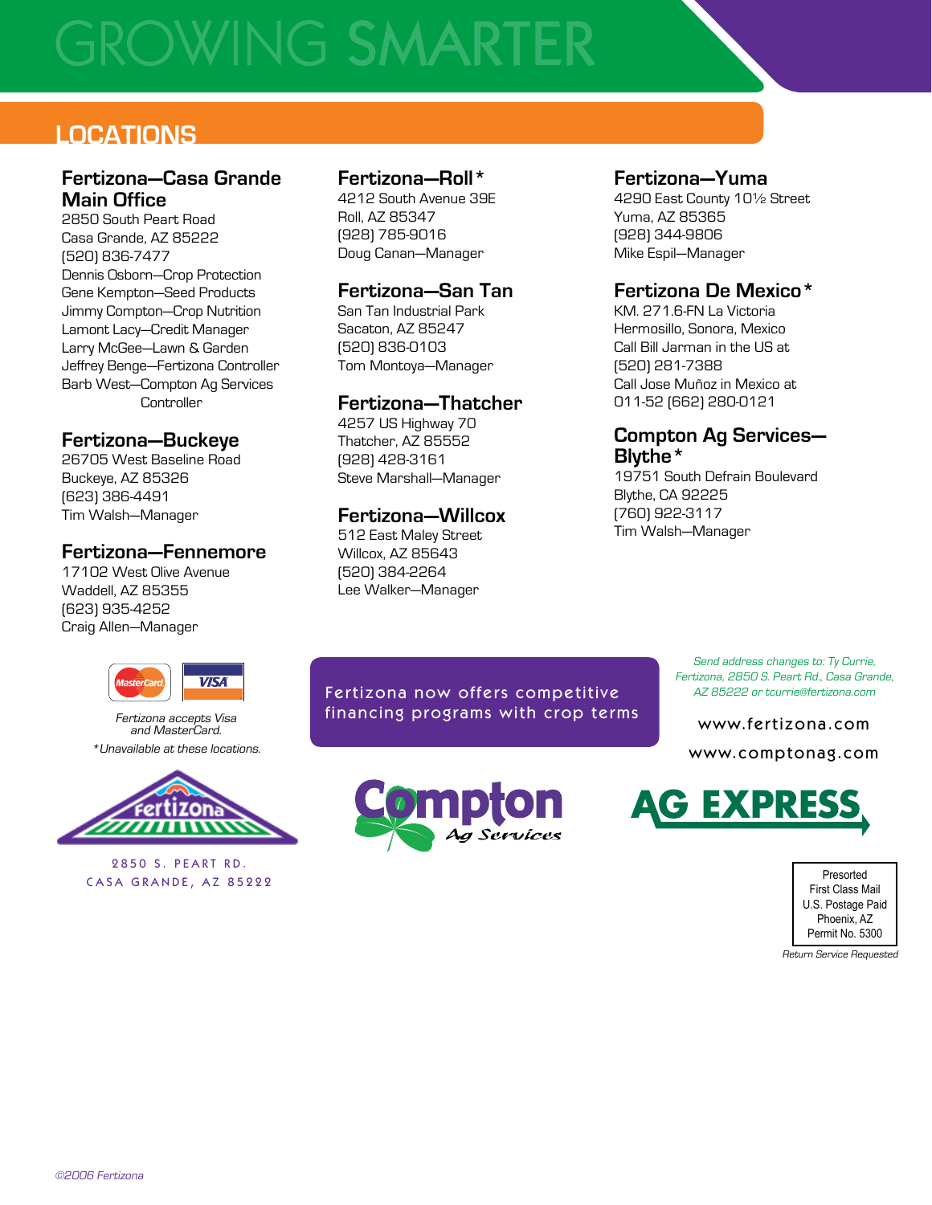# GROWING SMARTER

## LOCATIONS

### Fertizona—Casa Grande Main Office
2850 South Peart Road
Casa Grande, AZ 85222
(520) 836-7477
Dennis Osborn—Crop Protection
Gene Kempton—Seed Products
Jimmy Compton—Crop Nutrition
Lamont Lacy—Credit Manager
Larry McGee—Lawn & Garden
Jeffrey Benge—Fertizona Controller
Barb West—Compton Ag Services Controller

### Fertizona—Buckeye
26705 West Baseline Road
Buckeye, AZ 85326
(623) 386-4491
Tim Walsh—Manager

### Fertizona—Fennemore
17102 West Olive Avenue
Waddell, AZ 85355
(623) 935-4252
Craig Allen—Manager

### Fertizona—Roll*
4212 South Avenue 39E
Roll, AZ 85347
(928) 785-9016
Doug Canan—Manager

### Fertizona—San Tan
San Tan Industrial Park
Sacaton, AZ 85247
(520) 836-0103
Tom Montoya—Manager

### Fertizona—Thatcher
4257 US Highway 70
Thatcher, AZ 85552
(928) 428-3161
Steve Marshall—Manager

### Fertizona—Willcox
512 East Maley Street
Willcox, AZ 85643
(520) 384-2264
Lee Walker—Manager

### Fertizona—Yuma
4290 East County 10½ Street
Yuma, AZ 85365
(928) 344-9806
Mike Espil—Manager

### Fertizona De Mexico*
KM. 271.6-FN La Victoria
Hermosillo, Sonora, Mexico
Call Bill Jarman in the US at
(520) 281-7388
Call Jose Muñoz in Mexico at
011-52 (662) 280-0121

### Compton Ag Services—Blythe*
19751 South Defrain Boulevard
Blythe, CA 92225
(760) 922-3117
Tim Walsh—Manager

*Fertizona accepts Visa and MasterCard.*

**Unavailable at these locations.*

Fertizona now offers competitive financing programs with crop terms

*Send address changes to: Ty Currie, Fertizona, 2850 S. Peart Rd., Casa Grande, AZ 85222 or tcurrie@fertizona.com*

www.fertizona.com

www.comptonag.com

Fertizona

2850 S. PEART RD.
CASA GRANDE, AZ 85222

Compton Ag Services

AG EXPRESS

Presorted
First Class Mail
U.S. Postage Paid
Phoenix, AZ
Permit No. 5300

*Return Service Requested*

*©2006 Fertizona*